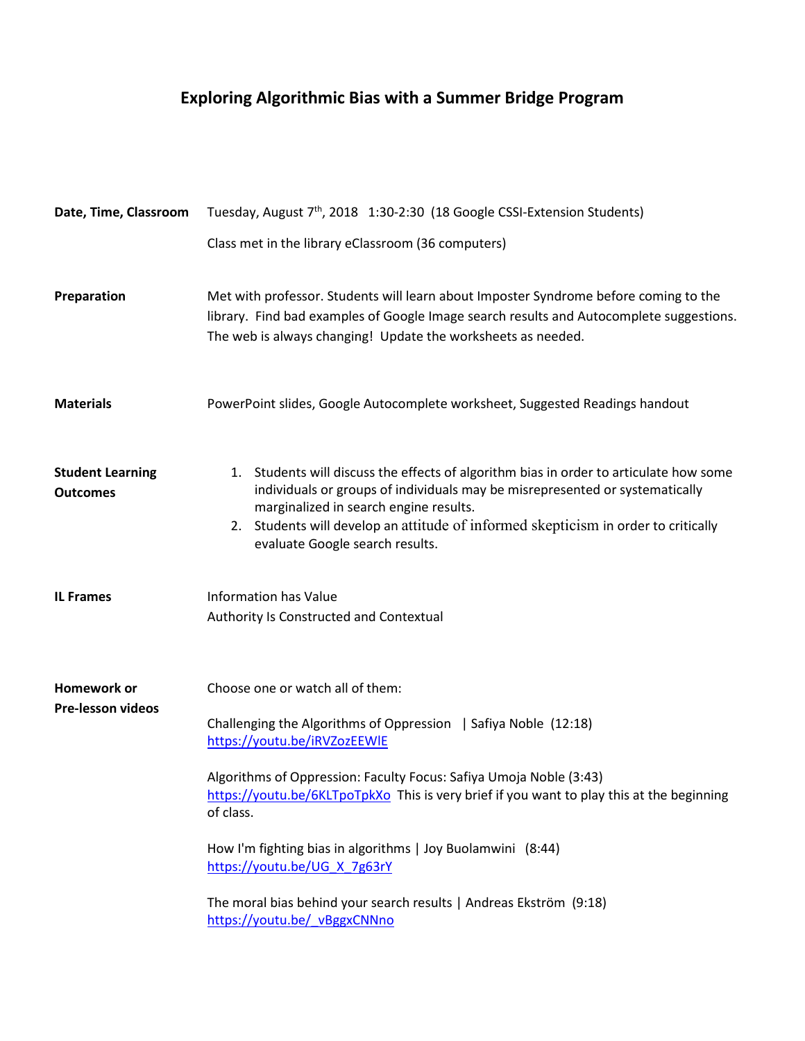# Exploring Algorithmic Bias with a Summer Bridge Program

| | |
|---|---|
| **Date, Time, Classroom** | Tuesday, August 7th, 2018 1:30-2:30 (18 Google CSSI-Extension Students)<br><br>Class met in the library eClassroom (36 computers) |
| **Preparation** | Met with professor. Students will learn about Imposter Syndrome before coming to the library. Find bad examples of Google Image search results and Autocomplete suggestions. The web is always changing! Update the worksheets as needed. |
| **Materials** | PowerPoint slides, Google Autocomplete worksheet, Suggested Readings handout |
| **Student Learning Outcomes** | 1. Students will discuss the effects of algorithm bias in order to articulate how some individuals or groups of individuals may be misrepresented or systematically marginalized in search engine results.<br>2. Students will develop an attitude of informed skepticism in order to critically evaluate Google search results. |
| **IL Frames** | Information has Value<br>Authority Is Constructed and Contextual |
| **Homework or Pre-lesson videos** | Choose one or watch all of them:<br><br>Challenging the Algorithms of Oppression \| Safiya Noble (12:18)<br>https://youtu.be/iRVZozEEWlE<br><br>Algorithms of Oppression: Faculty Focus: Safiya Umoja Noble (3:43)<br>https://youtu.be/6KLTpoTpkXo This is very brief if you want to play this at the beginning of class.<br><br>How I'm fighting bias in algorithms \| Joy Buolamwini (8:44)<br>https://youtu.be/UG_X_7g63rY<br><br>The moral bias behind your search results \| Andreas Ekström (9:18)<br>https://youtu.be/_vBggxCNNno |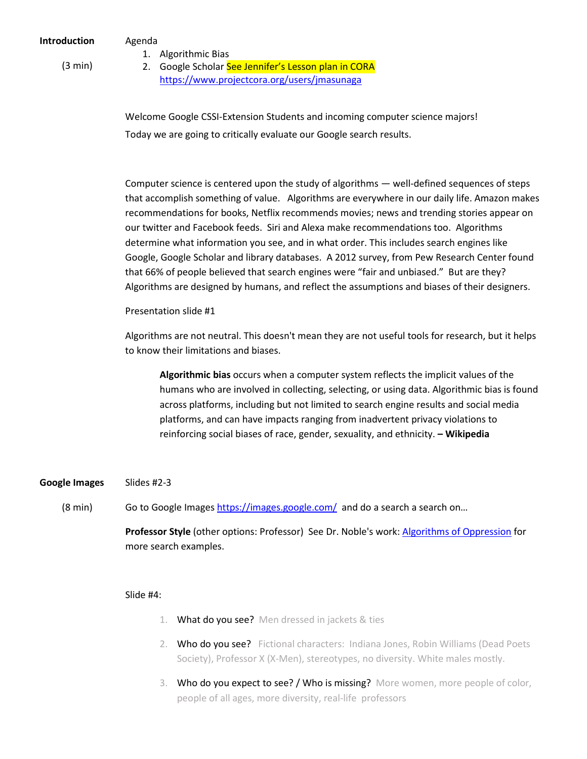**Introduction** (3 min)

Agenda

1. Algorithmic Bias
2. Google Scholar See Jennifer's Lesson plan in CORA https://www.projectcora.org/users/jmasunaga

Welcome Google CSSI-Extension Students and incoming computer science majors!

Today we are going to critically evaluate our Google search results.

Computer science is centered upon the study of algorithms — well-defined sequences of steps that accomplish something of value. Algorithms are everywhere in our daily life. Amazon makes recommendations for books, Netflix recommends movies; news and trending stories appear on our twitter and Facebook feeds. Siri and Alexa make recommendations too. Algorithms determine what information you see, and in what order. This includes search engines like Google, Google Scholar and library databases. A 2012 survey, from Pew Research Center found that 66% of people believed that search engines were "fair and unbiased." But are they? Algorithms are designed by humans, and reflect the assumptions and biases of their designers.

Presentation slide #1

Algorithms are not neutral. This doesn't mean they are not useful tools for research, but it helps to know their limitations and biases.

> **Algorithmic bias** occurs when a computer system reflects the implicit values of the humans who are involved in collecting, selecting, or using data. Algorithmic bias is found across platforms, including but not limited to search engine results and social media platforms, and can have impacts ranging from inadvertent privacy violations to reinforcing social biases of race, gender, sexuality, and ethnicity. **– Wikipedia**

**Google Images** (8 min)

Slides #2-3

Go to Google Images https://images.google.com/ and do a search a search on…

**Professor Style** (other options: Professor) See Dr. Noble's work: Algorithms of Oppression for more search examples.

Slide #4:

1. What do you see? Men dressed in jackets & ties
2. Who do you see? Fictional characters: Indiana Jones, Robin Williams (Dead Poets Society), Professor X (X-Men), stereotypes, no diversity. White males mostly.
3. Who do you expect to see? / Who is missing? More women, more people of color, people of all ages, more diversity, real-life professors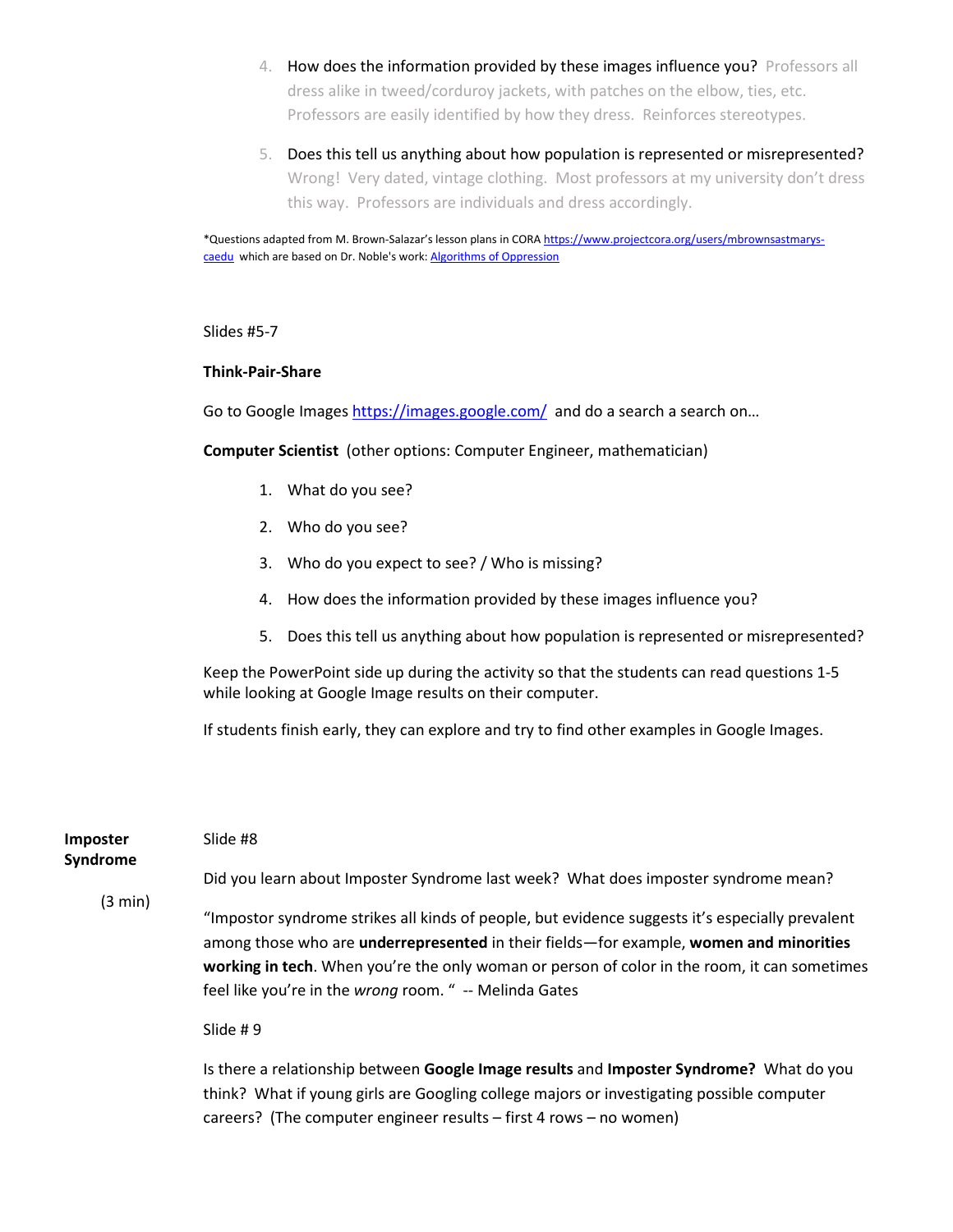4. How does the information provided by these images influence you? Professors all dress alike in tweed/corduroy jackets, with patches on the elbow, ties, etc. Professors are easily identified by how they dress. Reinforces stereotypes.

5. Does this tell us anything about how population is represented or misrepresented? Wrong! Very dated, vintage clothing. Most professors at my university don't dress this way. Professors are individuals and dress accordingly.

*Questions adapted from M. Brown-Salazar's lesson plans in CORA https://www.projectcora.org/users/mbrownsastmarys-caedu which are based on Dr. Noble's work: Algorithms of Oppression

Slides #5-7

**Think-Pair-Share**

Go to Google Images https://images.google.com/ and do a search a search on…

**Computer Scientist** (other options: Computer Engineer, mathematician)

1. What do you see?
2. Who do you see?
3. Who do you expect to see? / Who is missing?
4. How does the information provided by these images influence you?
5. Does this tell us anything about how population is represented or misrepresented?

Keep the PowerPoint side up during the activity so that the students can read questions 1-5 while looking at Google Image results on their computer.

If students finish early, they can explore and try to find other examples in Google Images.

**Imposter Syndrome**

(3 min)

Slide #8

Did you learn about Imposter Syndrome last week? What does imposter syndrome mean?

"Impostor syndrome strikes all kinds of people, but evidence suggests it's especially prevalent among those who are **underrepresented** in their fields—for example, **women and minorities working in tech**. When you're the only woman or person of color in the room, it can sometimes feel like you're in the *wrong* room. " -- Melinda Gates

Slide # 9

Is there a relationship between **Google Image results** and **Imposter Syndrome?** What do you think? What if young girls are Googling college majors or investigating possible computer careers? (The computer engineer results – first 4 rows – no women)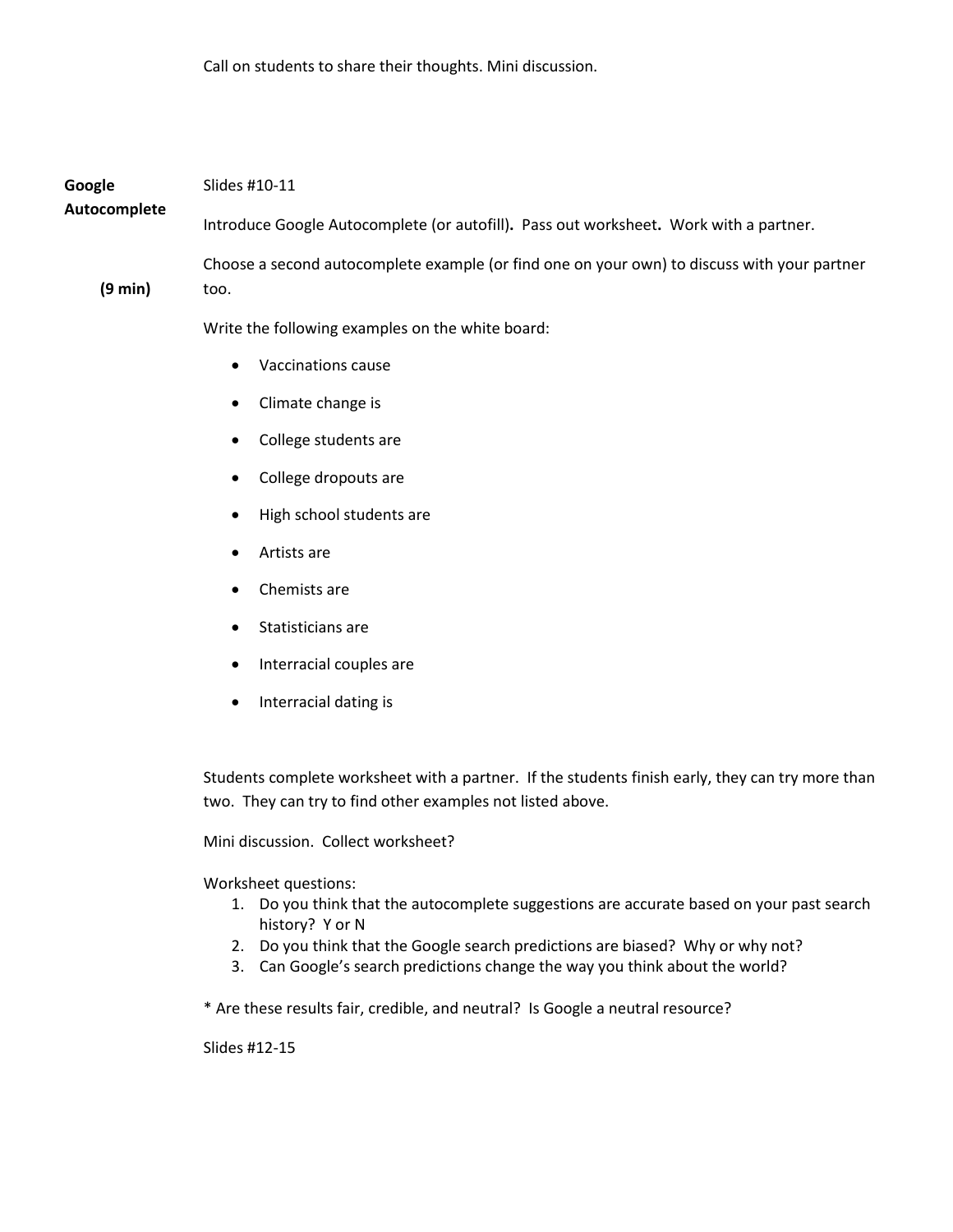Call on students to share their thoughts. Mini discussion.

**Google Autocomplete**

**(9 min)**

Slides #10-11

Introduce Google Autocomplete (or autofill)**.** Pass out worksheet**.** Work with a partner.

Choose a second autocomplete example (or find one on your own) to discuss with your partner too.

Write the following examples on the white board:

- Vaccinations cause
- Climate change is
- College students are
- College dropouts are
- High school students are
- Artists are
- Chemists are
- Statisticians are
- Interracial couples are
- Interracial dating is

Students complete worksheet with a partner. If the students finish early, they can try more than two. They can try to find other examples not listed above.

Mini discussion. Collect worksheet?

Worksheet questions:

1. Do you think that the autocomplete suggestions are accurate based on your past search history? Y or N
2. Do you think that the Google search predictions are biased? Why or why not?
3. Can Google's search predictions change the way you think about the world?

* Are these results fair, credible, and neutral? Is Google a neutral resource?

Slides #12-15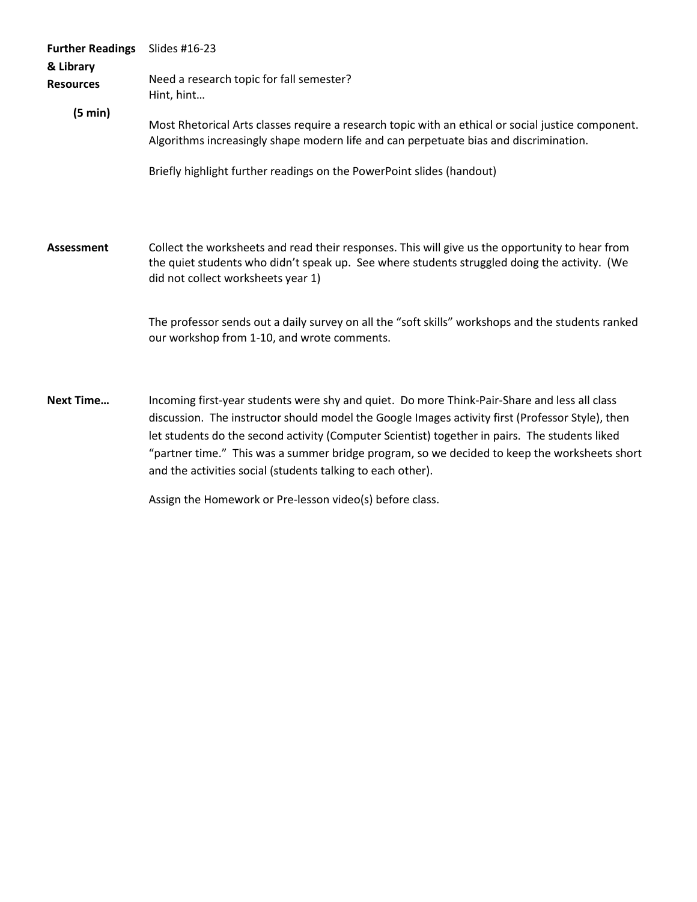**Further Readings & Library Resources**

**(5 min)**

Slides #16-23

Need a research topic for fall semester?
Hint, hint…

Most Rhetorical Arts classes require a research topic with an ethical or social justice component. Algorithms increasingly shape modern life and can perpetuate bias and discrimination.

Briefly highlight further readings on the PowerPoint slides (handout)

**Assessment**

Collect the worksheets and read their responses. This will give us the opportunity to hear from the quiet students who didn't speak up. See where students struggled doing the activity. (We did not collect worksheets year 1)

The professor sends out a daily survey on all the "soft skills" workshops and the students ranked our workshop from 1-10, and wrote comments.

**Next Time…**

Incoming first-year students were shy and quiet. Do more Think-Pair-Share and less all class discussion. The instructor should model the Google Images activity first (Professor Style), then let students do the second activity (Computer Scientist) together in pairs. The students liked "partner time." This was a summer bridge program, so we decided to keep the worksheets short and the activities social (students talking to each other).

Assign the Homework or Pre-lesson video(s) before class.